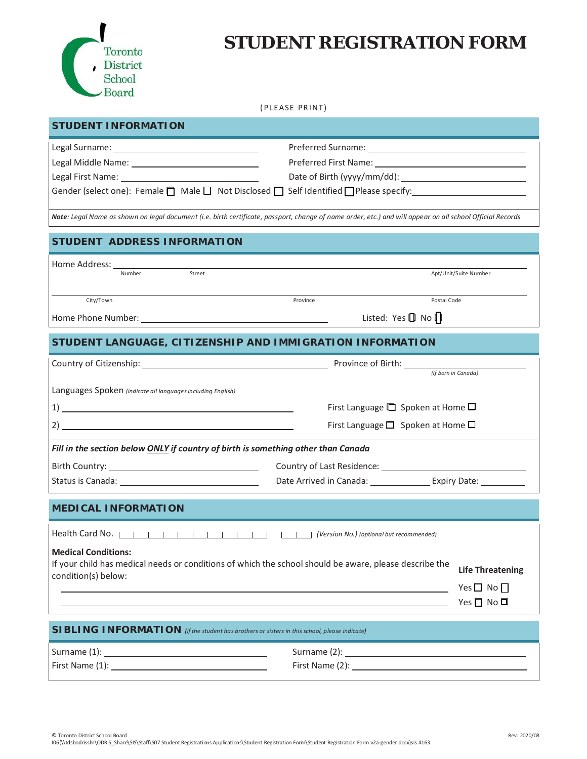Toronto District School Board

# STUDENT REGISTRATION FORM

(PLEASE PRINT)

## STUDENT INFORMATION

Legal Surname: ____________________ Preferred Surname: ____________________

Legal Middle Name: ____________________ Preferred First Name: ____________________

Legal First Name: ____________________ Date of Birth (yyyy/mm/dd): ____________________

Gender (select one): Female ☐ Male ☐ Not Disclosed ☐ Self Identified ☐ Please specify: ____________________

***Note**: Legal Name as shown on legal document (i.e. birth certificate, passport, change of name order, etc.) and will appear on all school Official Records*

## STUDENT ADDRESS INFORMATION

Home Address: ____________________________________________
Number / Street / Apt/Unit/Suite Number

____________________________________________
City/Town / Province / Postal Code

Home Phone Number: ____________________ Listed: Yes ☐ No ☐

## STUDENT LANGUAGE, CITIZENSHIP AND IMMIGRATION INFORMATION

Country of Citizenship: ____________________ Province of Birth: ____________________ *(If born in Canada)*

Languages Spoken *(indicate all languages including English)*

1) ____________________ First Language ☐ Spoken at Home ☐

2) ____________________ First Language ☐ Spoken at Home ☐

***Fill in the section below ONLY if country of birth is something other than Canada***

Birth Country: ____________________ Country of Last Residence: ____________________

Status is Canada: ____________________ Date Arrived in Canada: __________ Expiry Date: __________

## MEDICAL INFORMATION

Health Card No. | | | | | | | | | | | | | | | *(Version No.) (optional but recommended)*

**Medical Conditions:**

If your child has medical needs or conditions of which the school should be aware, please describe the condition(s) below:

| Condition | Life Threatening |
|---|---|
| ____________________ | Yes ☐ No ☐ |
| ____________________ | Yes ☐ No ☐ |

## SIBLING INFORMATION *(if the student has brothers or sisters in this school, please indicate)*

Surname (1): ____________________ Surname (2): ____________________

First Name (1): ____________________ First Name (2): ____________________

© Toronto District School Board
I06(\\tdsbodrisshr\ODRIS_Share\SIS\Staff\S07 Student Registrations Applications\Student Registration Form\Student Registration Form v2a-gender.docx)sis.4163

Rev: 2020/08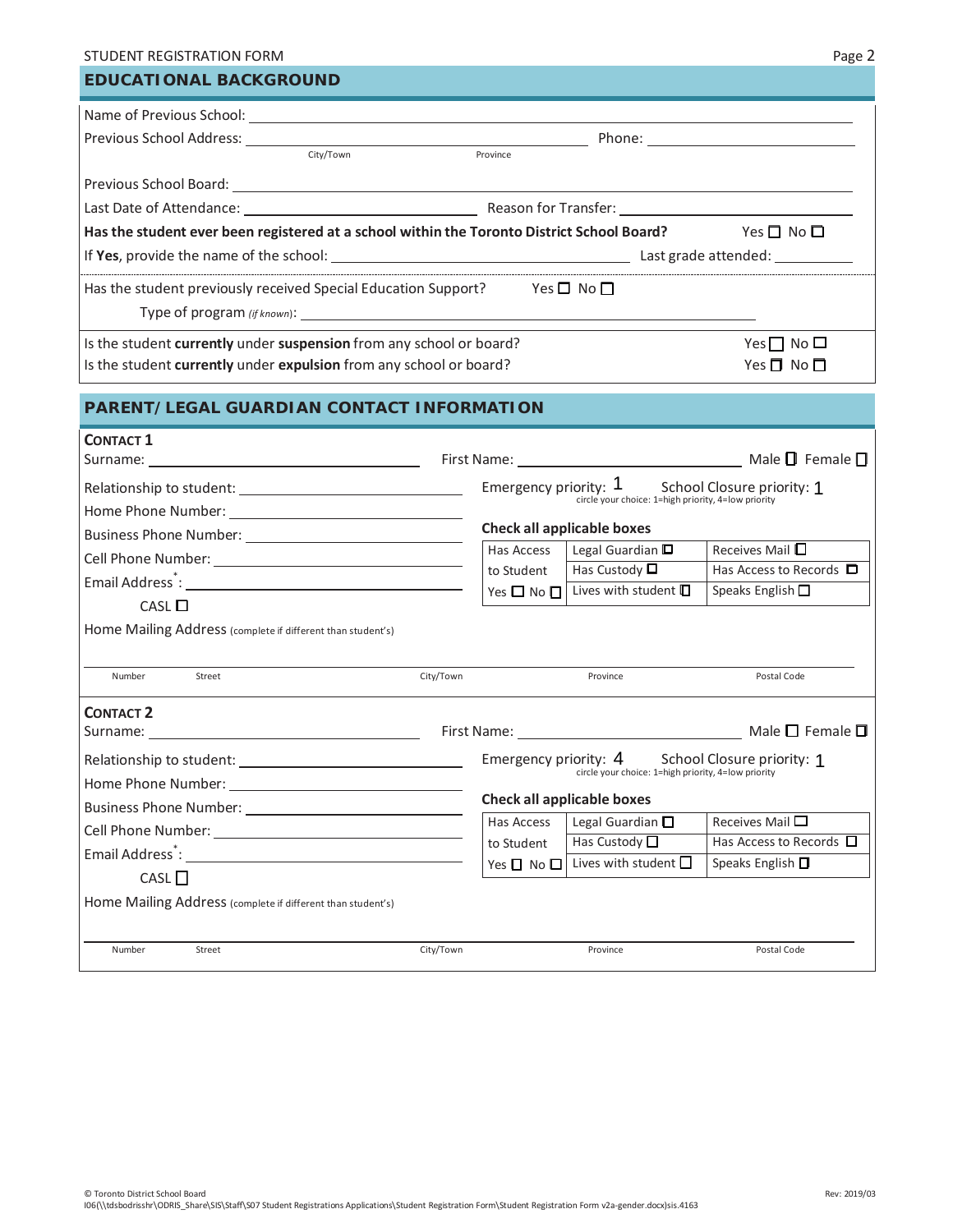## EDUCATIONAL BACKGROUND

Name of Previous School: ______________________________

Previous School Address: ______________________________ Phone: ______________________________
City/Town Province

Previous School Board: ______________________________

Last Date of Attendance: ______________________________ Reason for Transfer: ______________________________

**Has the student ever been registered at a school within the Toronto District School Board?** Yes ☐ No ☐

If **Yes**, provide the name of the school: ______________________________ Last grade attended: __________

Has the student previously received Special Education Support? Yes ☐ No ☐

Type of program *(if known)*: ______________________________

Is the student **currently** under **suspension** from any school or board? Yes ☐ No ☐

Is the student **currently** under **expulsion** from any school or board? Yes ☐ No ☐

## PARENT/ LEGAL GUARDIAN CONTACT INFORMATION

### CONTACT 1

Surname: ______________________________ First Name: ______________________________ Male ☐ Female ☐

Relationship to student: ______________________________

Emergency priority: 1 School Closure priority: 1
circle your choice: 1=high priority, 4=low priority

Home Phone Number: ______________________________

Business Phone Number: ______________________________

Cell Phone Number: ______________________________

Email Address*: ______________________________

CASL ☐

**Check all applicable boxes**

| Has Access to Student | Legal Guardian ☐ | Receives Mail ☐ |
|---|---|---|
| | Has Custody ☐ | Has Access to Records ☐ |
| Yes ☐ No ☐ | Lives with student ☐ | Speaks English ☐ |

Home Mailing Address (complete if different than student's)

______________________________
Number Street City/Town Province Postal Code

### CONTACT 2

Surname: ______________________________ First Name: ______________________________ Male ☐ Female ☐

Relationship to student: ______________________________

Emergency priority: 4 School Closure priority: 1
circle your choice: 1=high priority, 4=low priority

Home Phone Number: ______________________________

Business Phone Number: ______________________________

Cell Phone Number: ______________________________

Email Address*: ______________________________

CASL ☐

**Check all applicable boxes**

| Has Access to Student | Legal Guardian ☐ | Receives Mail ☐ |
|---|---|---|
| | Has Custody ☐ | Has Access to Records ☐ |
| Yes ☐ No ☐ | Lives with student ☐ | Speaks English ☐ |

Home Mailing Address (complete if different than student's)

______________________________
Number Street City/Town Province Postal Code

© Toronto District School Board
I06(\\tdsbodrisshr\ODRIS_Share\SIS\Staff\S07 Student Registrations Applications\Student Registration Form\Student Registration Form v2a-gender.docx)sis.4163 Rev: 2019/03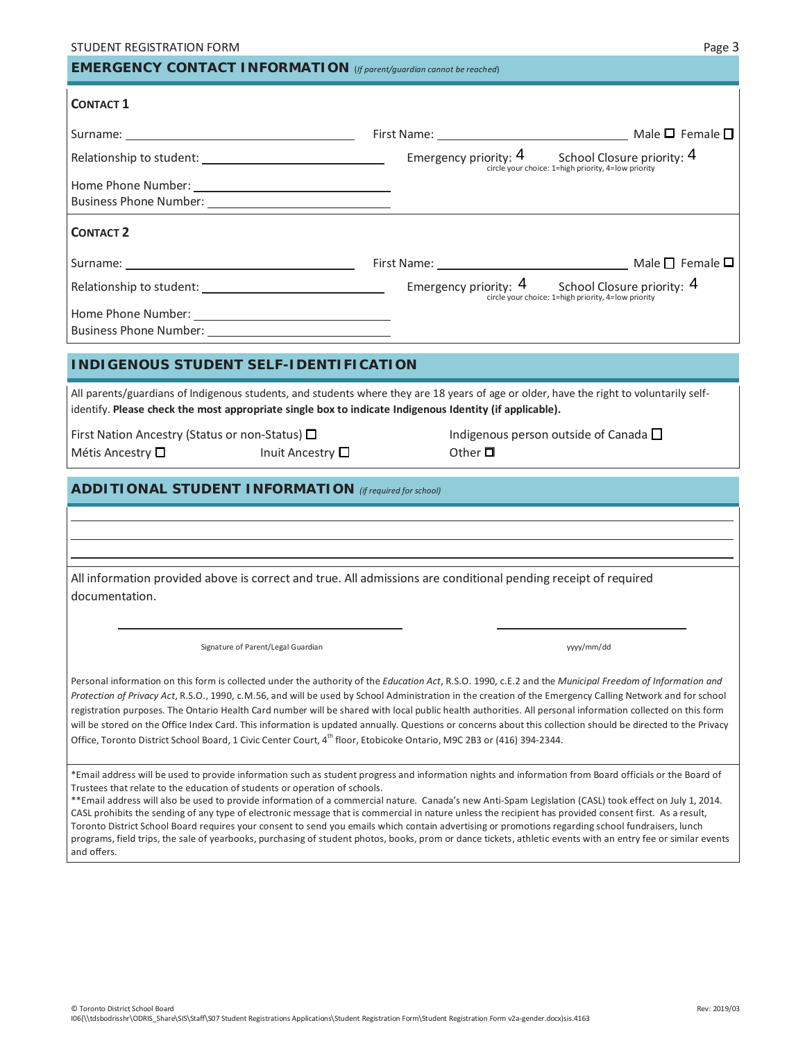## EMERGENCY CONTACT INFORMATION *(If parent/guardian cannot be reached)*

### CONTACT 1

Surname: ______________________ First Name: ______________________ Male ☐ Female ☐

Relationship to student: ______________________ Emergency priority: 4 School Closure priority: 4
circle your choice: 1=high priority, 4=low priority

Home Phone Number: ______________________

Business Phone Number: ______________________

### CONTACT 2

Surname: ______________________ First Name: ______________________ Male ☐ Female ☐

Relationship to student: ______________________ Emergency priority: 4 School Closure priority: 4
circle your choice: 1=high priority, 4=low priority

Home Phone Number: ______________________

Business Phone Number: ______________________

## INDIGENOUS STUDENT SELF-IDENTIFICATION

All parents/guardians of Indigenous students, and students where they are 18 years of age or older, have the right to voluntarily self-identify. **Please check the most appropriate single box to indicate Indigenous Identity (if applicable).**

First Nation Ancestry (Status or non-Status) ☐

Métis Ancestry ☐ Inuit Ancestry ☐

Indigenous person outside of Canada ☐

Other ☐

## ADDITIONAL STUDENT INFORMATION *(if required for school)*

______________________________________________

______________________________________________

______________________________________________

All information provided above is correct and true. All admissions are conditional pending receipt of required documentation.

______________________ Signature of Parent/Legal Guardian

______________________ yyyy/mm/dd

Personal information on this form is collected under the authority of the *Education Act*, R.S.O. 1990, c.E.2 and the *Municipal Freedom of Information and Protection of Privacy Act*, R.S.O., 1990, c.M.56, and will be used by School Administration in the creation of the Emergency Calling Network and for school registration purposes. The Ontario Health Card number will be shared with local public health authorities. All personal information collected on this form will be stored on the Office Index Card. This information is updated annually. Questions or concerns about this collection should be directed to the Privacy Office, Toronto District School Board, 1 Civic Center Court, 4th floor, Etobicoke Ontario, M9C 2B3 or (416) 394-2344.

*Email address will be used to provide information such as student progress and information nights and information from Board officials or the Board of Trustees that relate to the education of students or operation of schools.

**Email address will also be used to provide information of a commercial nature. Canada's new Anti-Spam Legislation (CASL) took effect on July 1, 2014. CASL prohibits the sending of any type of electronic message that is commercial in nature unless the recipient has provided consent first. As a result, Toronto District School Board requires your consent to send you emails which contain advertising or promotions regarding school fundraisers, lunch programs, field trips, the sale of yearbooks, purchasing of student photos, books, prom or dance tickets, athletic events with an entry fee or similar events and offers.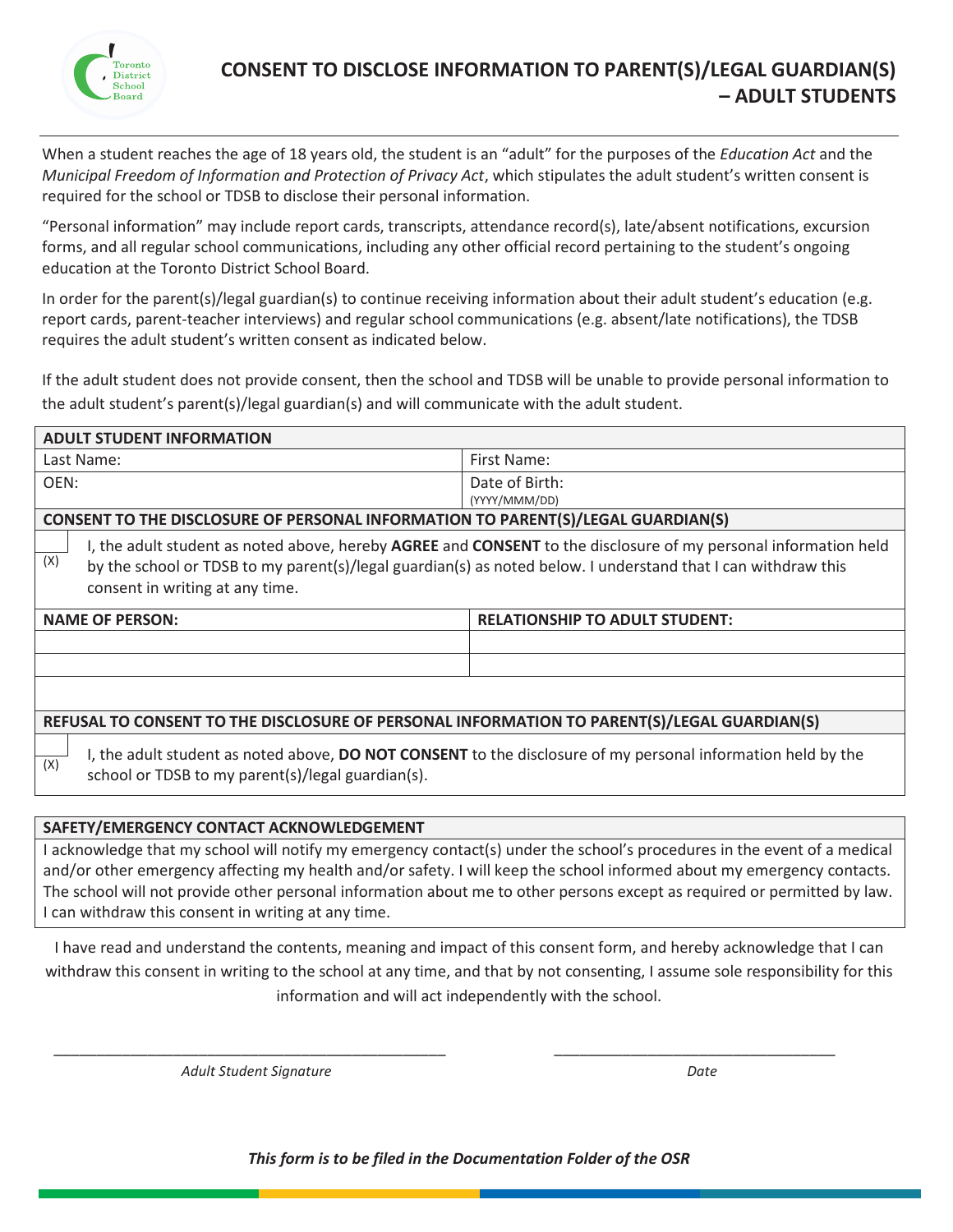# CONSENT TO DISCLOSE INFORMATION TO PARENT(S)/LEGAL GUARDIAN(S) – ADULT STUDENTS

When a student reaches the age of 18 years old, the student is an "adult" for the purposes of the *Education Act* and the *Municipal Freedom of Information and Protection of Privacy Act*, which stipulates the adult student's written consent is required for the school or TDSB to disclose their personal information.

"Personal information" may include report cards, transcripts, attendance record(s), late/absent notifications, excursion forms, and all regular school communications, including any other official record pertaining to the student's ongoing education at the Toronto District School Board.

In order for the parent(s)/legal guardian(s) to continue receiving information about their adult student's education (e.g. report cards, parent-teacher interviews) and regular school communications (e.g. absent/late notifications), the TDSB requires the adult student's written consent as indicated below.

If the adult student does not provide consent, then the school and TDSB will be unable to provide personal information to the adult student's parent(s)/legal guardian(s) and will communicate with the adult student.

| **ADULT STUDENT INFORMATION** | |
|---|---|
| Last Name: | First Name: |
| OEN: | Date of Birth: (YYYY/MMM/DD) |

**CONSENT TO THE DISCLOSURE OF PERSONAL INFORMATION TO PARENT(S)/LEGAL GUARDIAN(S)**

☐ (X) I, the adult student as noted above, hereby **AGREE** and **CONSENT** to the disclosure of my personal information held by the school or TDSB to my parent(s)/legal guardian(s) as noted below. I understand that I can withdraw this consent in writing at any time.

| **NAME OF PERSON:** | **RELATIONSHIP TO ADULT STUDENT:** |
|---|---|
| | |
| | |

**REFUSAL TO CONSENT TO THE DISCLOSURE OF PERSONAL INFORMATION TO PARENT(S)/LEGAL GUARDIAN(S)**

☐ (X) I, the adult student as noted above, **DO NOT CONSENT** to the disclosure of my personal information held by the school or TDSB to my parent(s)/legal guardian(s).

**SAFETY/EMERGENCY CONTACT ACKNOWLEDGEMENT**

I acknowledge that my school will notify my emergency contact(s) under the school's procedures in the event of a medical and/or other emergency affecting my health and/or safety. I will keep the school informed about my emergency contacts. The school will not provide other personal information about me to other persons except as required or permitted by law. I can withdraw this consent in writing at any time.

I have read and understand the contents, meaning and impact of this consent form, and hereby acknowledge that I can withdraw this consent in writing to the school at any time, and that by not consenting, I assume sole responsibility for this information and will act independently with the school.

_______________________________________ *Adult Student Signature*

_______________________________ *Date*

***This form is to be filed in the Documentation Folder of the OSR***